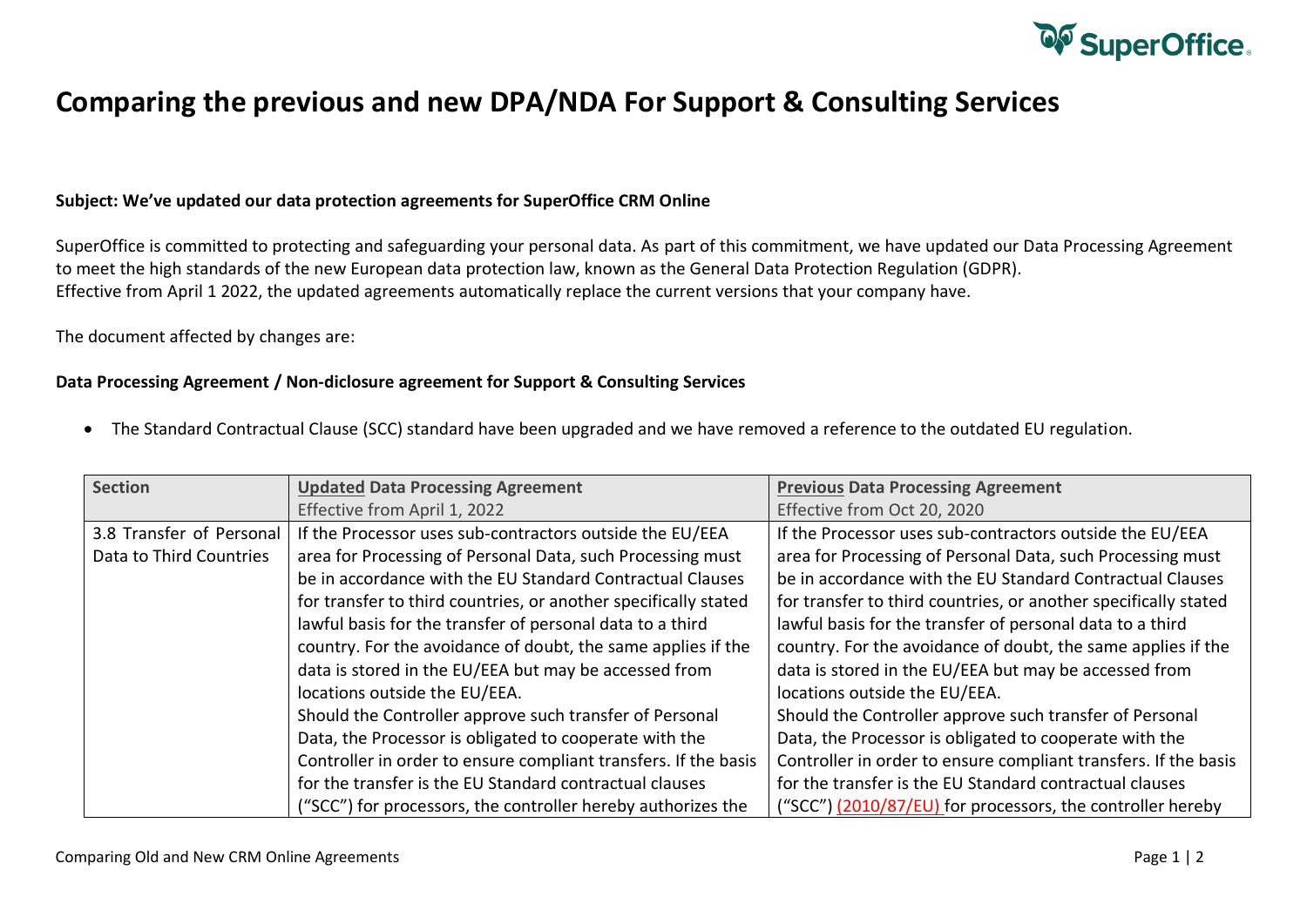# Comparing the previous and new DPA/NDA For Support & Consulting Services

**Subject: We've updated our data protection agreements for SuperOffice CRM Online**

SuperOffice is committed to protecting and safeguarding your personal data. As part of this commitment, we have updated our Data Processing Agreement to meet the high standards of the new European data protection law, known as the General Data Protection Regulation (GDPR).
Effective from April 1 2022, the updated agreements automatically replace the current versions that your company have.

The document affected by changes are:

**Data Processing Agreement / Non-diclosure agreement for Support & Consulting Services**

- The Standard Contractual Clause (SCC) standard have been upgraded and we have removed a reference to the outdated EU regulation.

| Section | **Updated** Data Processing Agreement<br>Effective from April 1, 2022 | **Previous** Data Processing Agreement<br>Effective from Oct 20, 2020 |
|---|---|---|
| 3.8 Transfer of Personal Data to Third Countries | If the Processor uses sub-contractors outside the EU/EEA area for Processing of Personal Data, such Processing must be in accordance with the EU Standard Contractual Clauses for transfer to third countries, or another specifically stated lawful basis for the transfer of personal data to a third country. For the avoidance of doubt, the same applies if the data is stored in the EU/EEA but may be accessed from locations outside the EU/EEA.<br>Should the Controller approve such transfer of Personal Data, the Processor is obligated to cooperate with the Controller in order to ensure compliant transfers. If the basis for the transfer is the EU Standard contractual clauses ("SCC") for processors, the controller hereby authorizes the | If the Processor uses sub-contractors outside the EU/EEA area for Processing of Personal Data, such Processing must be in accordance with the EU Standard Contractual Clauses for transfer to third countries, or another specifically stated lawful basis for the transfer of personal data to a third country. For the avoidance of doubt, the same applies if the data is stored in the EU/EEA but may be accessed from locations outside the EU/EEA.<br>Should the Controller approve such transfer of Personal Data, the Processor is obligated to cooperate with the Controller in order to ensure compliant transfers. If the basis for the transfer is the EU Standard contractual clauses ("SCC") (2010/87/EU) for processors, the controller hereby |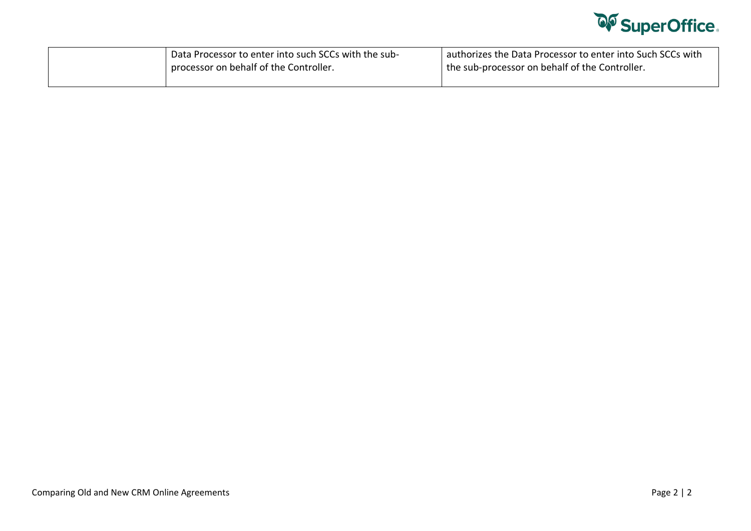| | | |
|---|---|---|
| | Data Processor to enter into such SCCs with the sub-processor on behalf of the Controller. | authorizes the Data Processor to enter into Such SCCs with the sub-processor on behalf of the Controller. |